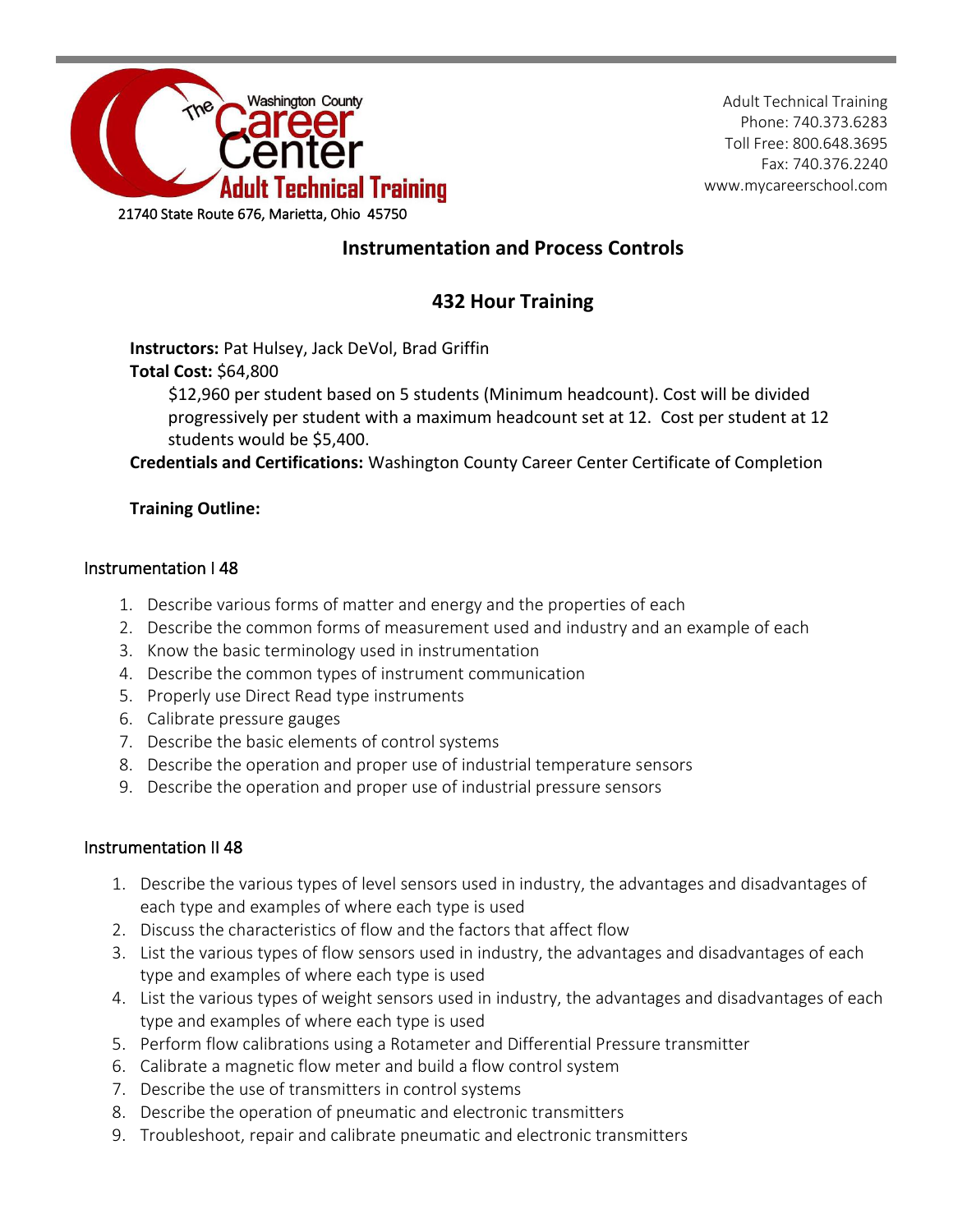The Washington County Career Center
Adult Technical Training

21740 State Route 676, Marietta, Ohio 45750

Adult Technical Training
Phone: 740.373.6283
Toll Free: 800.648.3695
Fax: 740.376.2240
www.mycareerschool.com

# Instrumentation and Process Controls

## 432 Hour Training

**Instructors:** Pat Hulsey, Jack DeVol, Brad Griffin

**Total Cost:** $64,800

$12,960 per student based on 5 students (Minimum headcount). Cost will be divided progressively per student with a maximum headcount set at 12. Cost per student at 12 students would be $5,400.

**Credentials and Certifications:** Washington County Career Center Certificate of Completion

**Training Outline:**

### Instrumentation I 48

1. Describe various forms of matter and energy and the properties of each
2. Describe the common forms of measurement used and industry and an example of each
3. Know the basic terminology used in instrumentation
4. Describe the common types of instrument communication
5. Properly use Direct Read type instruments
6. Calibrate pressure gauges
7. Describe the basic elements of control systems
8. Describe the operation and proper use of industrial temperature sensors
9. Describe the operation and proper use of industrial pressure sensors

### Instrumentation II 48

1. Describe the various types of level sensors used in industry, the advantages and disadvantages of each type and examples of where each type is used
2. Discuss the characteristics of flow and the factors that affect flow
3. List the various types of flow sensors used in industry, the advantages and disadvantages of each type and examples of where each type is used
4. List the various types of weight sensors used in industry, the advantages and disadvantages of each type and examples of where each type is used
5. Perform flow calibrations using a Rotameter and Differential Pressure transmitter
6. Calibrate a magnetic flow meter and build a flow control system
7. Describe the use of transmitters in control systems
8. Describe the operation of pneumatic and electronic transmitters
9. Troubleshoot, repair and calibrate pneumatic and electronic transmitters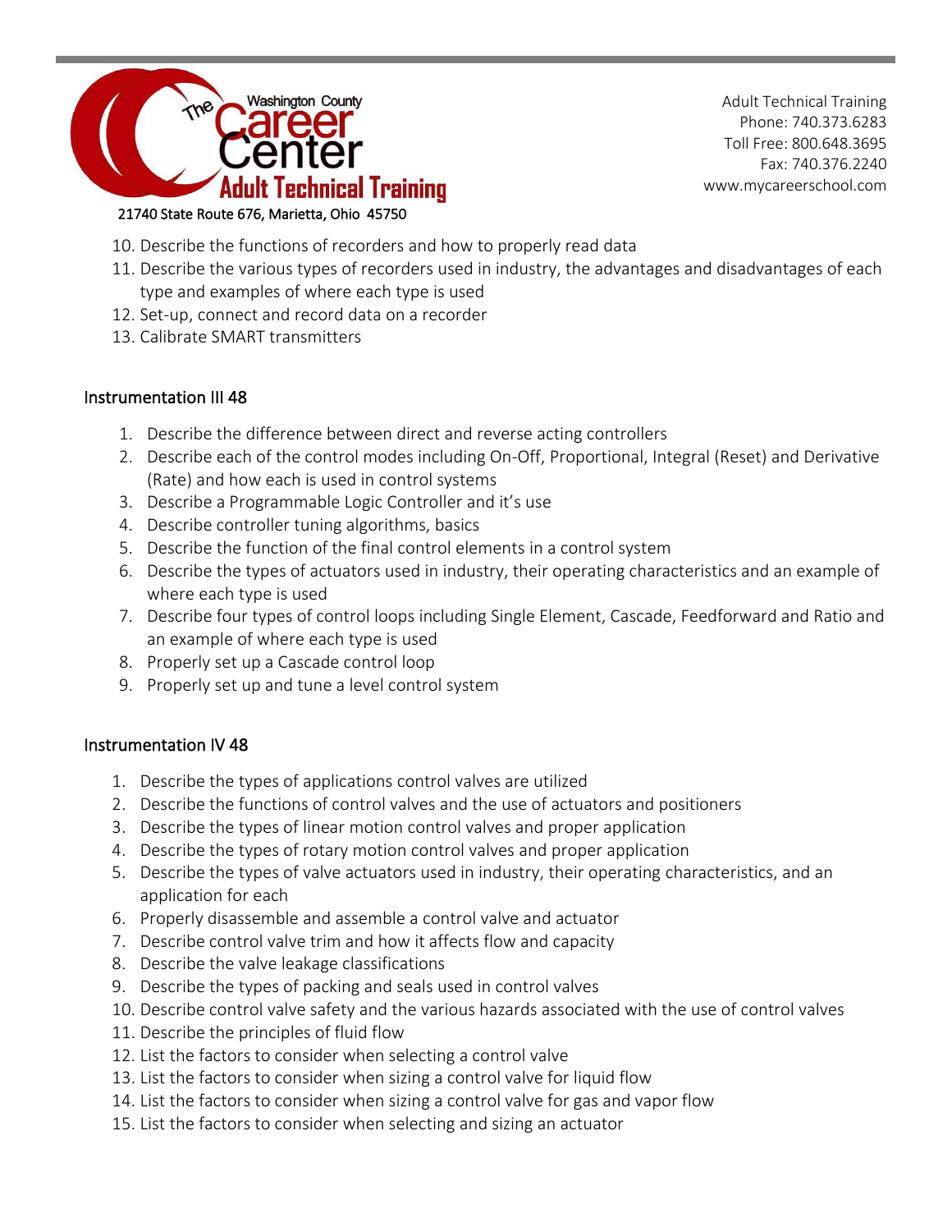10. Describe the functions of recorders and how to properly read data
11. Describe the various types of recorders used in industry, the advantages and disadvantages of each type and examples of where each type is used
12. Set-up, connect and record data on a recorder
13. Calibrate SMART transmitters

## Instrumentation III 48

1. Describe the difference between direct and reverse acting controllers
2. Describe each of the control modes including On-Off, Proportional, Integral (Reset) and Derivative (Rate) and how each is used in control systems
3. Describe a Programmable Logic Controller and it's use
4. Describe controller tuning algorithms, basics
5. Describe the function of the final control elements in a control system
6. Describe the types of actuators used in industry, their operating characteristics and an example of where each type is used
7. Describe four types of control loops including Single Element, Cascade, Feedforward and Ratio and an example of where each type is used
8. Properly set up a Cascade control loop
9. Properly set up and tune a level control system

## Instrumentation IV 48

1. Describe the types of applications control valves are utilized
2. Describe the functions of control valves and the use of actuators and positioners
3. Describe the types of linear motion control valves and proper application
4. Describe the types of rotary motion control valves and proper application
5. Describe the types of valve actuators used in industry, their operating characteristics, and an application for each
6. Properly disassemble and assemble a control valve and actuator
7. Describe control valve trim and how it affects flow and capacity
8. Describe the valve leakage classifications
9. Describe the types of packing and seals used in control valves
10. Describe control valve safety and the various hazards associated with the use of control valves
11. Describe the principles of fluid flow
12. List the factors to consider when selecting a control valve
13. List the factors to consider when sizing a control valve for liquid flow
14. List the factors to consider when sizing a control valve for gas and vapor flow
15. List the factors to consider when selecting and sizing an actuator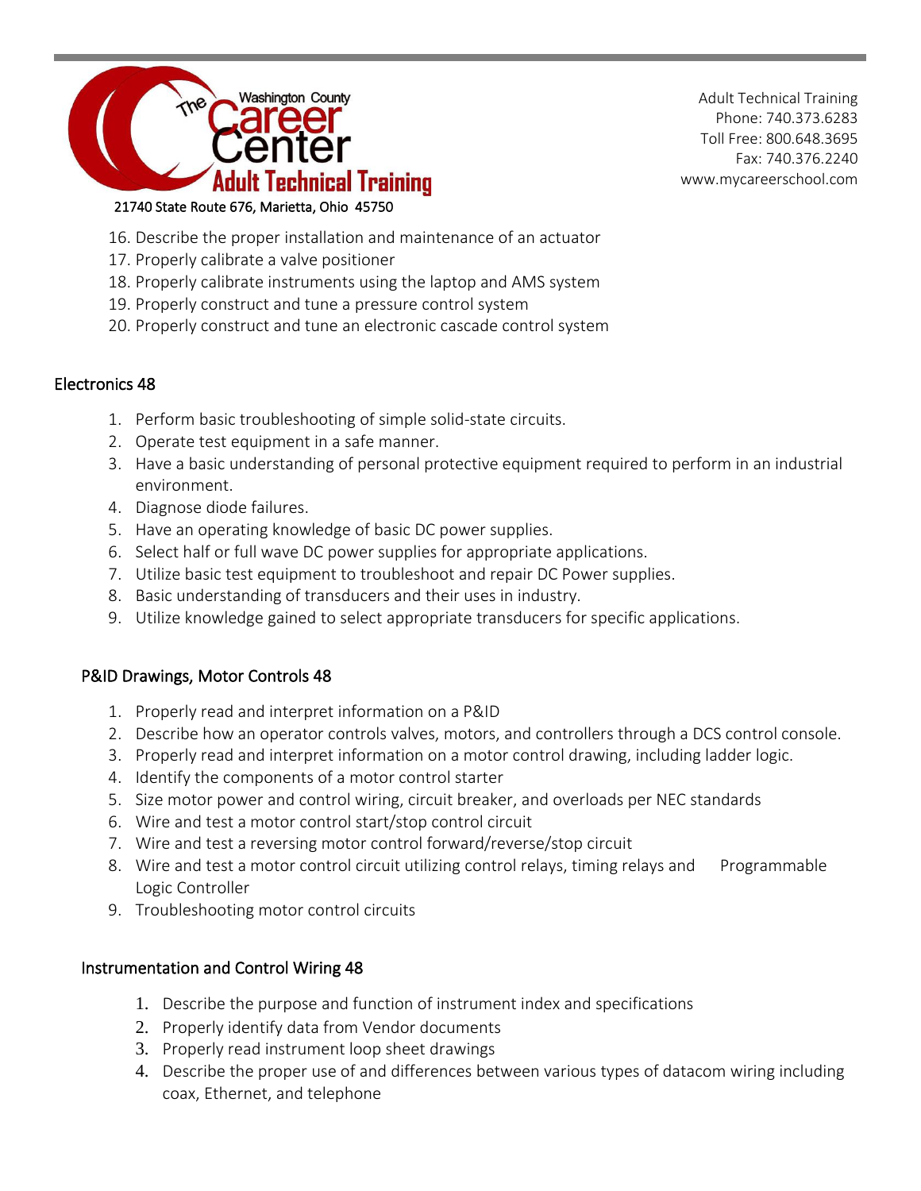16. Describe the proper installation and maintenance of an actuator
17. Properly calibrate a valve positioner
18. Properly calibrate instruments using the laptop and AMS system
19. Properly construct and tune a pressure control system
20. Properly construct and tune an electronic cascade control system

## Electronics 48

1. Perform basic troubleshooting of simple solid-state circuits.
2. Operate test equipment in a safe manner.
3. Have a basic understanding of personal protective equipment required to perform in an industrial environment.
4. Diagnose diode failures.
5. Have an operating knowledge of basic DC power supplies.
6. Select half or full wave DC power supplies for appropriate applications.
7. Utilize basic test equipment to troubleshoot and repair DC Power supplies.
8. Basic understanding of transducers and their uses in industry.
9. Utilize knowledge gained to select appropriate transducers for specific applications.

## P&ID Drawings, Motor Controls 48

1. Properly read and interpret information on a P&ID
2. Describe how an operator controls valves, motors, and controllers through a DCS control console.
3. Properly read and interpret information on a motor control drawing, including ladder logic.
4. Identify the components of a motor control starter
5. Size motor power and control wiring, circuit breaker, and overloads per NEC standards
6. Wire and test a motor control start/stop control circuit
7. Wire and test a reversing motor control forward/reverse/stop circuit
8. Wire and test a motor control circuit utilizing control relays, timing relays and Programmable Logic Controller
9. Troubleshooting motor control circuits

## Instrumentation and Control Wiring 48

1. Describe the purpose and function of instrument index and specifications
2. Properly identify data from Vendor documents
3. Properly read instrument loop sheet drawings
4. Describe the proper use of and differences between various types of datacom wiring including coax, Ethernet, and telephone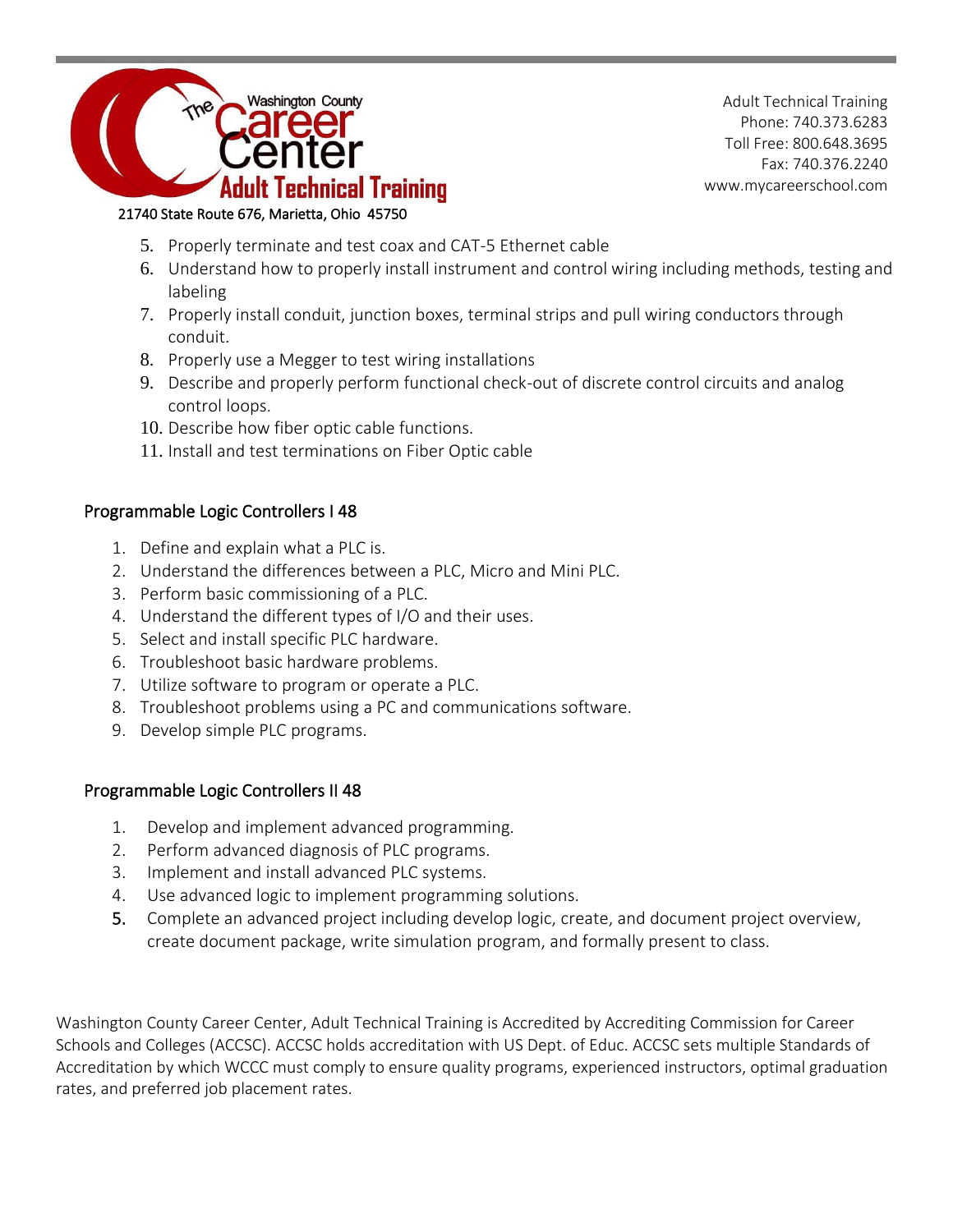5. Properly terminate and test coax and CAT-5 Ethernet cable
6. Understand how to properly install instrument and control wiring including methods, testing and labeling
7. Properly install conduit, junction boxes, terminal strips and pull wiring conductors through conduit.
8. Properly use a Megger to test wiring installations
9. Describe and properly perform functional check-out of discrete control circuits and analog control loops.
10. Describe how fiber optic cable functions.
11. Install and test terminations on Fiber Optic cable

### Programmable Logic Controllers I 48

1. Define and explain what a PLC is.
2. Understand the differences between a PLC, Micro and Mini PLC.
3. Perform basic commissioning of a PLC.
4. Understand the different types of I/O and their uses.
5. Select and install specific PLC hardware.
6. Troubleshoot basic hardware problems.
7. Utilize software to program or operate a PLC.
8. Troubleshoot problems using a PC and communications software.
9. Develop simple PLC programs.

### Programmable Logic Controllers II 48

1. Develop and implement advanced programming.
2. Perform advanced diagnosis of PLC programs.
3. Implement and install advanced PLC systems.
4. Use advanced logic to implement programming solutions.
5. Complete an advanced project including develop logic, create, and document project overview, create document package, write simulation program, and formally present to class.

Washington County Career Center, Adult Technical Training is Accredited by Accrediting Commission for Career Schools and Colleges (ACCSC). ACCSC holds accreditation with US Dept. of Educ. ACCSC sets multiple Standards of Accreditation by which WCCC must comply to ensure quality programs, experienced instructors, optimal graduation rates, and preferred job placement rates.